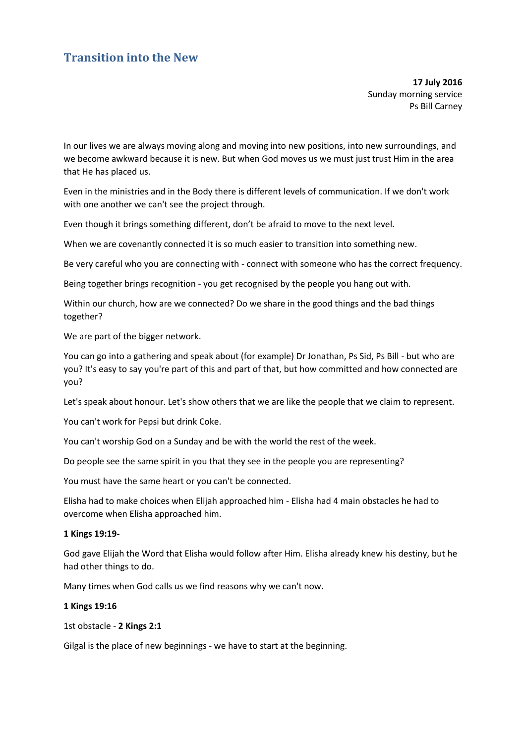# Transition into the New

**17 July 2016**
Sunday morning service
Ps Bill Carney

In our lives we are always moving along and moving into new positions, into new surroundings, and we become awkward because it is new. But when God moves us we must just trust Him in the area that He has placed us.

Even in the ministries and in the Body there is different levels of communication. If we don't work with one another we can't see the project through.

Even though it brings something different, don't be afraid to move to the next level.

When we are covenantly connected it is so much easier to transition into something new.

Be very careful who you are connecting with - connect with someone who has the correct frequency.

Being together brings recognition - you get recognised by the people you hang out with.

Within our church, how are we connected? Do we share in the good things and the bad things together?

We are part of the bigger network.

You can go into a gathering and speak about (for example) Dr Jonathan, Ps Sid, Ps Bill - but who are you? It's easy to say you're part of this and part of that, but how committed and how connected are you?

Let's speak about honour. Let's show others that we are like the people that we claim to represent.

You can't work for Pepsi but drink Coke.

You can't worship God on a Sunday and be with the world the rest of the week.

Do people see the same spirit in you that they see in the people you are representing?

You must have the same heart or you can't be connected.

Elisha had to make choices when Elijah approached him - Elisha had 4 main obstacles he had to overcome when Elisha approached him.

**1 Kings 19:19-**

God gave Elijah the Word that Elisha would follow after Him. Elisha already knew his destiny, but he had other things to do.

Many times when God calls us we find reasons why we can't now.

**1 Kings 19:16**

1st obstacle - **2 Kings 2:1**

Gilgal is the place of new beginnings - we have to start at the beginning.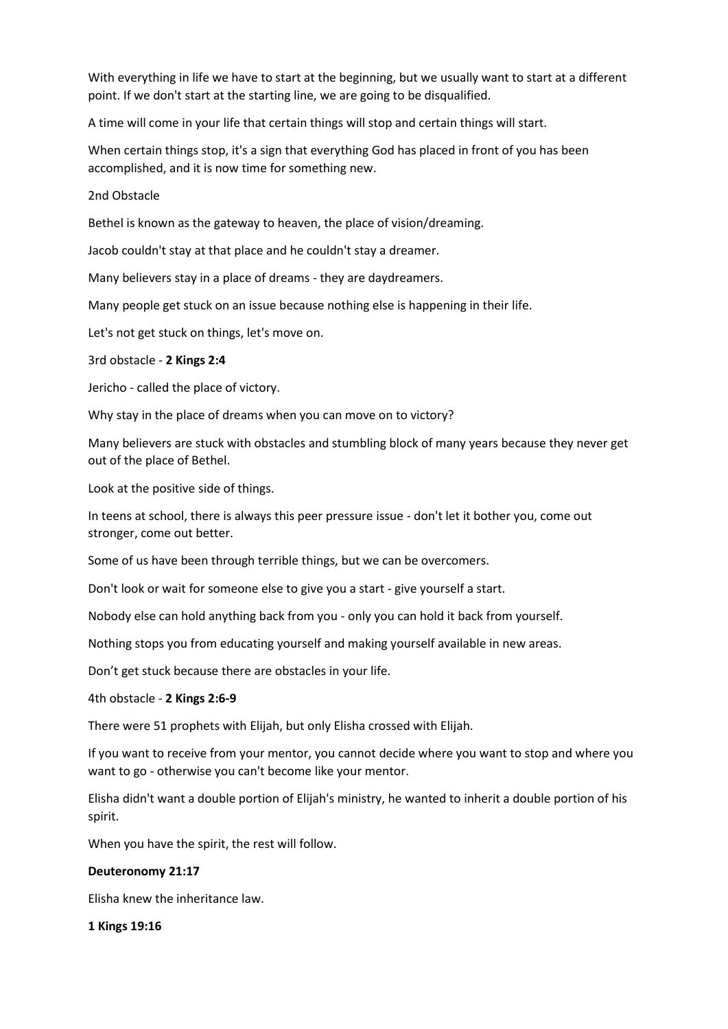With everything in life we have to start at the beginning, but we usually want to start at a different point. If we don't start at the starting line, we are going to be disqualified.

A time will come in your life that certain things will stop and certain things will start.

When certain things stop, it's a sign that everything God has placed in front of you has been accomplished, and it is now time for something new.

2nd Obstacle

Bethel is known as the gateway to heaven, the place of vision/dreaming.

Jacob couldn't stay at that place and he couldn't stay a dreamer.

Many believers stay in a place of dreams - they are daydreamers.

Many people get stuck on an issue because nothing else is happening in their life.

Let's not get stuck on things, let's move on.

3rd obstacle - **2 Kings 2:4**

Jericho - called the place of victory.

Why stay in the place of dreams when you can move on to victory?

Many believers are stuck with obstacles and stumbling block of many years because they never get out of the place of Bethel.

Look at the positive side of things.

In teens at school, there is always this peer pressure issue - don't let it bother you, come out stronger, come out better.

Some of us have been through terrible things, but we can be overcomers.

Don't look or wait for someone else to give you a start - give yourself a start.

Nobody else can hold anything back from you - only you can hold it back from yourself.

Nothing stops you from educating yourself and making yourself available in new areas.

Don't get stuck because there are obstacles in your life.

4th obstacle - **2 Kings 2:6-9**

There were 51 prophets with Elijah, but only Elisha crossed with Elijah.

If you want to receive from your mentor, you cannot decide where you want to stop and where you want to go - otherwise you can't become like your mentor.

Elisha didn't want a double portion of Elijah's ministry, he wanted to inherit a double portion of his spirit.

When you have the spirit, the rest will follow.

**Deuteronomy 21:17**

Elisha knew the inheritance law.

**1 Kings 19:16**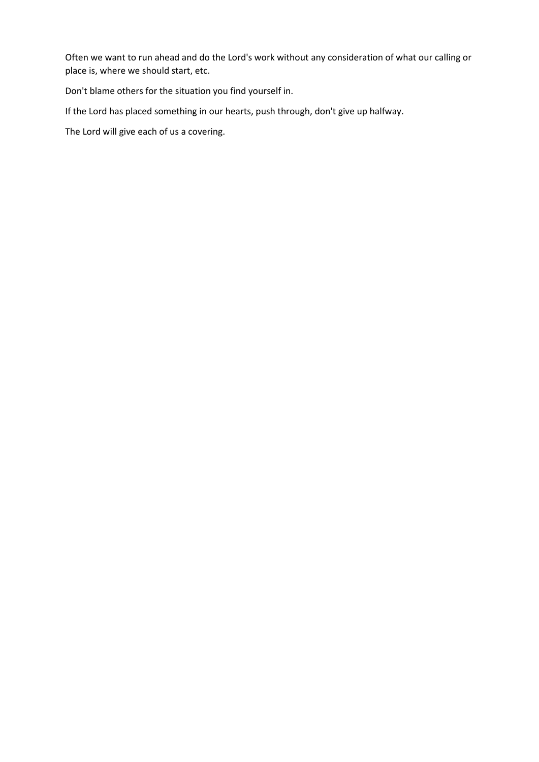Often we want to run ahead and do the Lord's work without any consideration of what our calling or place is, where we should start, etc.

Don't blame others for the situation you find yourself in.

If the Lord has placed something in our hearts, push through, don't give up halfway.

The Lord will give each of us a covering.